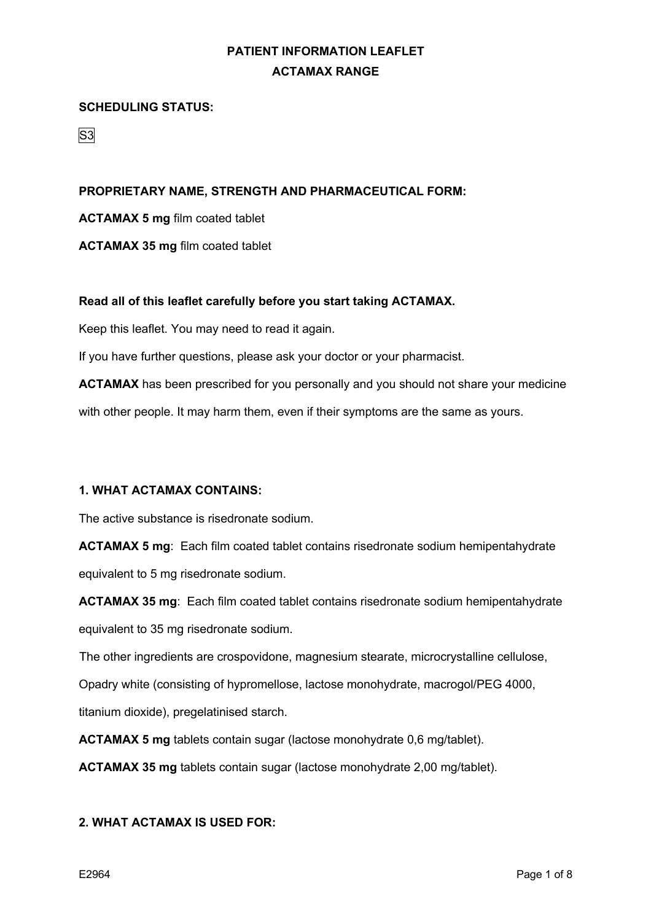**PATIENT INFORMATION LEAFLET**

**ACTAMAX RANGE**

**SCHEDULING STATUS:**

S3

**PROPRIETARY NAME, STRENGTH AND PHARMACEUTICAL FORM:**

**ACTAMAX 5 mg** film coated tablet

**ACTAMAX 35 mg** film coated tablet

**Read all of this leaflet carefully before you start taking ACTAMAX.**

Keep this leaflet. You may need to read it again.

If you have further questions, please ask your doctor or your pharmacist.

**ACTAMAX** has been prescribed for you personally and you should not share your medicine with other people. It may harm them, even if their symptoms are the same as yours.

**1. WHAT ACTAMAX CONTAINS:**

The active substance is risedronate sodium.

**ACTAMAX 5 mg**: Each film coated tablet contains risedronate sodium hemipentahydrate equivalent to 5 mg risedronate sodium.

**ACTAMAX 35 mg**: Each film coated tablet contains risedronate sodium hemipentahydrate equivalent to 35 mg risedronate sodium.

The other ingredients are crospovidone, magnesium stearate, microcrystalline cellulose, Opadry white (consisting of hypromellose, lactose monohydrate, macrogol/PEG 4000, titanium dioxide), pregelatinised starch.

**ACTAMAX 5 mg** tablets contain sugar (lactose monohydrate 0,6 mg/tablet).

**ACTAMAX 35 mg** tablets contain sugar (lactose monohydrate 2,00 mg/tablet).

**2. WHAT ACTAMAX IS USED FOR:**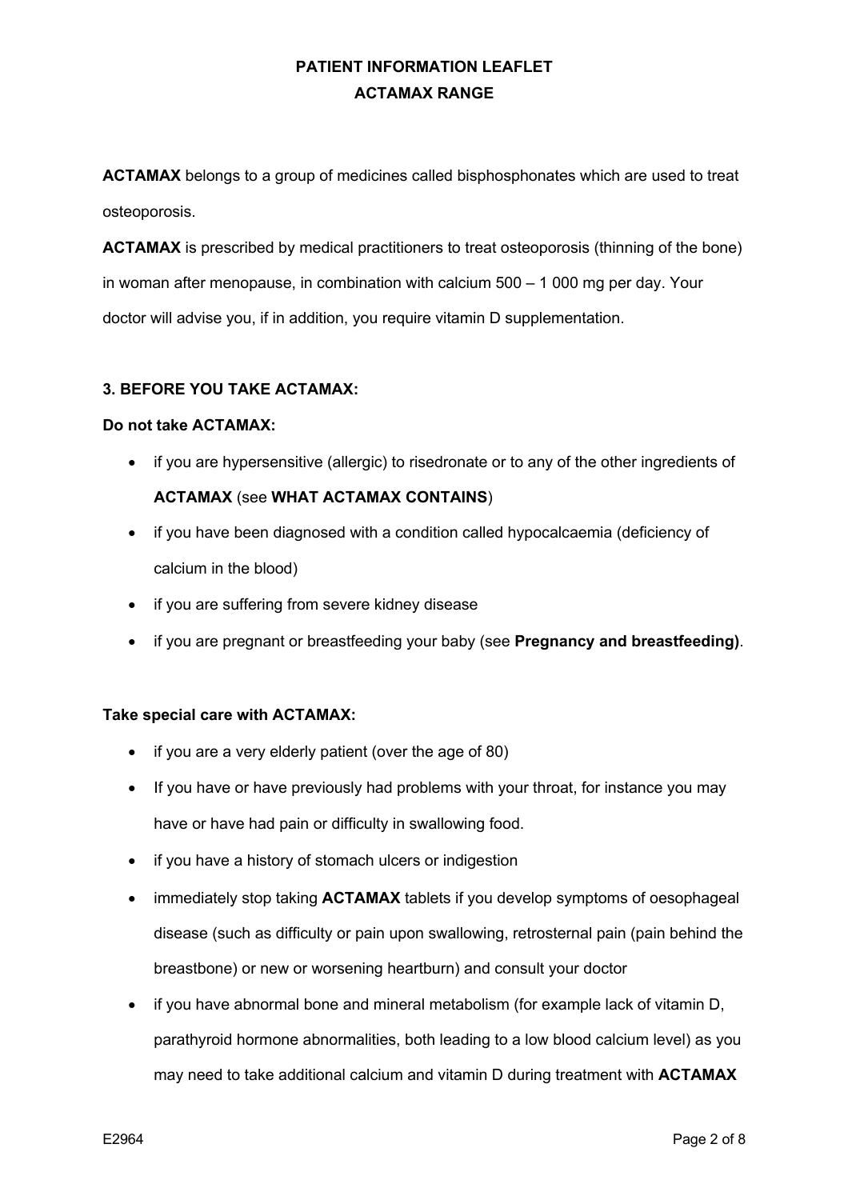# PATIENT INFORMATION LEAFLET
## ACTAMAX RANGE

**ACTAMAX** belongs to a group of medicines called bisphosphonates which are used to treat osteoporosis.

**ACTAMAX** is prescribed by medical practitioners to treat osteoporosis (thinning of the bone) in woman after menopause, in combination with calcium 500 – 1 000 mg per day. Your doctor will advise you, if in addition, you require vitamin D supplementation.

### 3. BEFORE YOU TAKE ACTAMAX:

**Do not take ACTAMAX:**

- if you are hypersensitive (allergic) to risedronate or to any of the other ingredients of **ACTAMAX** (see **WHAT ACTAMAX CONTAINS**)
- if you have been diagnosed with a condition called hypocalcaemia (deficiency of calcium in the blood)
- if you are suffering from severe kidney disease
- if you are pregnant or breastfeeding your baby (see **Pregnancy and breastfeeding)**.

**Take special care with ACTAMAX:**

- if you are a very elderly patient (over the age of 80)
- If you have or have previously had problems with your throat, for instance you may have or have had pain or difficulty in swallowing food.
- if you have a history of stomach ulcers or indigestion
- immediately stop taking **ACTAMAX** tablets if you develop symptoms of oesophageal disease (such as difficulty or pain upon swallowing, retrosternal pain (pain behind the breastbone) or new or worsening heartburn) and consult your doctor
- if you have abnormal bone and mineral metabolism (for example lack of vitamin D, parathyroid hormone abnormalities, both leading to a low blood calcium level) as you may need to take additional calcium and vitamin D during treatment with **ACTAMAX**

E2964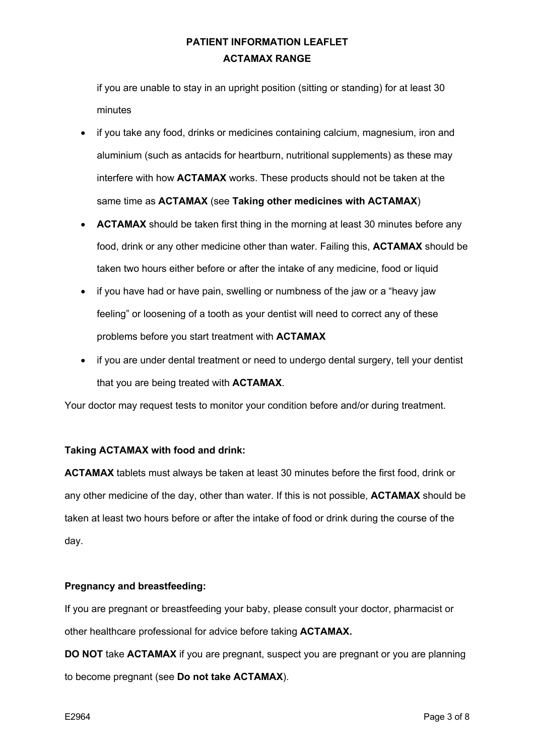if you are unable to stay in an upright position (sitting or standing) for at least 30 minutes

- if you take any food, drinks or medicines containing calcium, magnesium, iron and aluminium (such as antacids for heartburn, nutritional supplements) as these may interfere with how **ACTAMAX** works. These products should not be taken at the same time as **ACTAMAX** (see **Taking other medicines with ACTAMAX**)
- **ACTAMAX** should be taken first thing in the morning at least 30 minutes before any food, drink or any other medicine other than water. Failing this, **ACTAMAX** should be taken two hours either before or after the intake of any medicine, food or liquid
- if you have had or have pain, swelling or numbness of the jaw or a "heavy jaw feeling" or loosening of a tooth as your dentist will need to correct any of these problems before you start treatment with **ACTAMAX**
- if you are under dental treatment or need to undergo dental surgery, tell your dentist that you are being treated with **ACTAMAX**.

Your doctor may request tests to monitor your condition before and/or during treatment.

**Taking ACTAMAX with food and drink:**

**ACTAMAX** tablets must always be taken at least 30 minutes before the first food, drink or any other medicine of the day, other than water. If this is not possible, **ACTAMAX** should be taken at least two hours before or after the intake of food or drink during the course of the day.

**Pregnancy and breastfeeding:**

If you are pregnant or breastfeeding your baby, please consult your doctor, pharmacist or other healthcare professional for advice before taking **ACTAMAX.**

**DO NOT** take **ACTAMAX** if you are pregnant, suspect you are pregnant or you are planning to become pregnant (see **Do not take ACTAMAX**).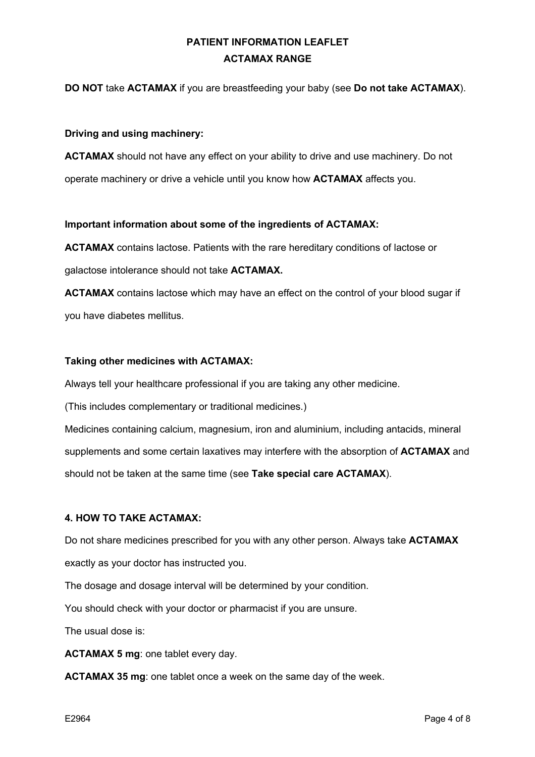**DO NOT** take **ACTAMAX** if you are breastfeeding your baby (see **Do not take ACTAMAX**).

**Driving and using machinery:**

**ACTAMAX** should not have any effect on your ability to drive and use machinery. Do not operate machinery or drive a vehicle until you know how **ACTAMAX** affects you.

**Important information about some of the ingredients of ACTAMAX:**

**ACTAMAX** contains lactose. Patients with the rare hereditary conditions of lactose or galactose intolerance should not take **ACTAMAX.**

**ACTAMAX** contains lactose which may have an effect on the control of your blood sugar if you have diabetes mellitus.

**Taking other medicines with ACTAMAX:**

Always tell your healthcare professional if you are taking any other medicine.

(This includes complementary or traditional medicines.)

Medicines containing calcium, magnesium, iron and aluminium, including antacids, mineral supplements and some certain laxatives may interfere with the absorption of **ACTAMAX** and should not be taken at the same time (see **Take special care ACTAMAX**).

## 4. HOW TO TAKE ACTAMAX:

Do not share medicines prescribed for you with any other person. Always take **ACTAMAX** exactly as your doctor has instructed you.

The dosage and dosage interval will be determined by your condition.

You should check with your doctor or pharmacist if you are unsure.

The usual dose is:

**ACTAMAX 5 mg**: one tablet every day.

**ACTAMAX 35 mg**: one tablet once a week on the same day of the week.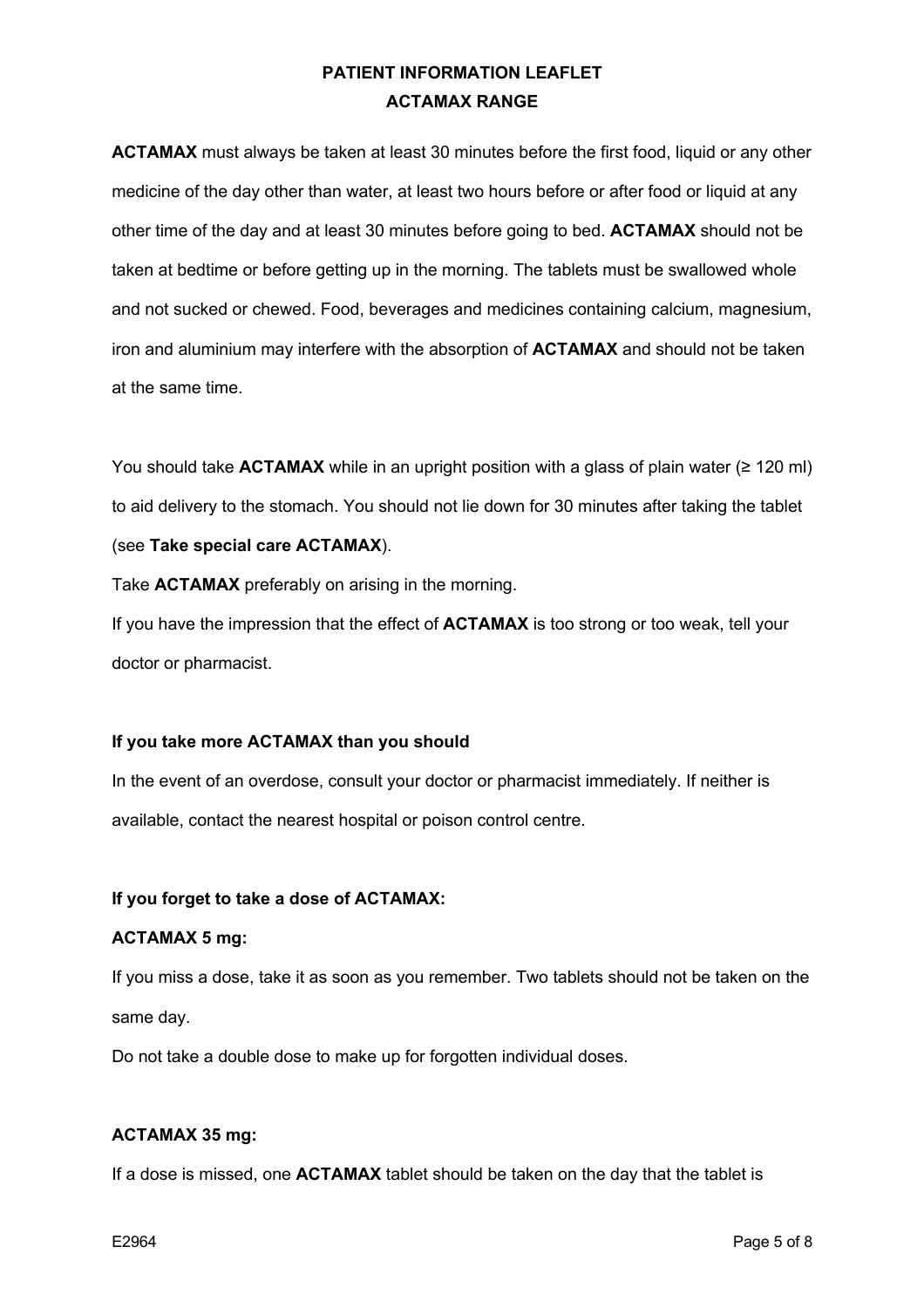**ACTAMAX** must always be taken at least 30 minutes before the first food, liquid or any other medicine of the day other than water, at least two hours before or after food or liquid at any other time of the day and at least 30 minutes before going to bed. **ACTAMAX** should not be taken at bedtime or before getting up in the morning. The tablets must be swallowed whole and not sucked or chewed. Food, beverages and medicines containing calcium, magnesium, iron and aluminium may interfere with the absorption of **ACTAMAX** and should not be taken at the same time.

You should take **ACTAMAX** while in an upright position with a glass of plain water (≥ 120 ml) to aid delivery to the stomach. You should not lie down for 30 minutes after taking the tablet (see **Take special care ACTAMAX**).

Take **ACTAMAX** preferably on arising in the morning.

If you have the impression that the effect of **ACTAMAX** is too strong or too weak, tell your doctor or pharmacist.

**If you take more ACTAMAX than you should**

In the event of an overdose, consult your doctor or pharmacist immediately. If neither is available, contact the nearest hospital or poison control centre.

**If you forget to take a dose of ACTAMAX:**

**ACTAMAX 5 mg:**

If you miss a dose, take it as soon as you remember. Two tablets should not be taken on the same day.

Do not take a double dose to make up for forgotten individual doses.

**ACTAMAX 35 mg:**

If a dose is missed, one **ACTAMAX** tablet should be taken on the day that the tablet is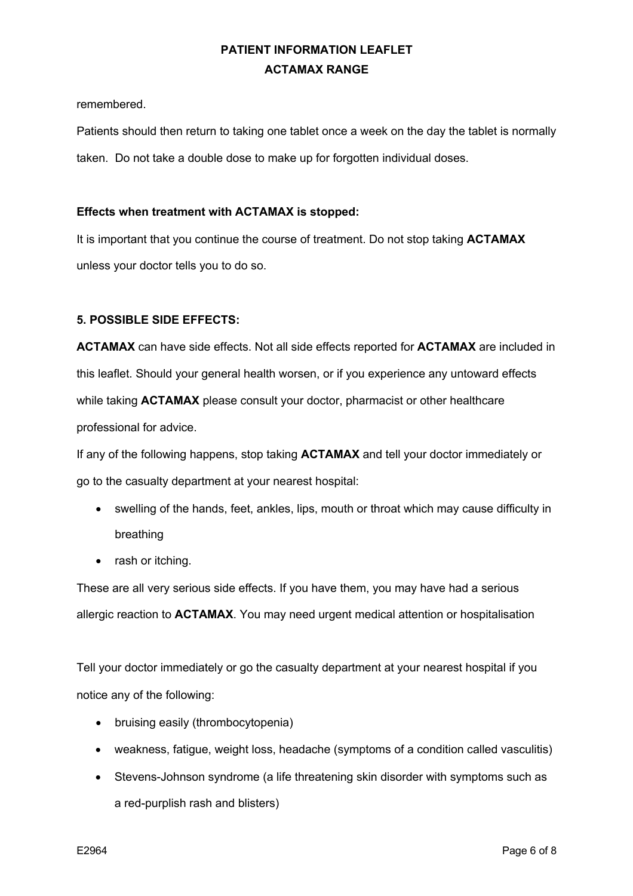remembered.

Patients should then return to taking one tablet once a week on the day the tablet is normally taken. Do not take a double dose to make up for forgotten individual doses.

**Effects when treatment with ACTAMAX is stopped:**

It is important that you continue the course of treatment. Do not stop taking **ACTAMAX** unless your doctor tells you to do so.

**5. POSSIBLE SIDE EFFECTS:**

**ACTAMAX** can have side effects. Not all side effects reported for **ACTAMAX** are included in this leaflet. Should your general health worsen, or if you experience any untoward effects while taking **ACTAMAX** please consult your doctor, pharmacist or other healthcare professional for advice.

If any of the following happens, stop taking **ACTAMAX** and tell your doctor immediately or go to the casualty department at your nearest hospital:

- swelling of the hands, feet, ankles, lips, mouth or throat which may cause difficulty in breathing
- rash or itching.

These are all very serious side effects. If you have them, you may have had a serious allergic reaction to **ACTAMAX**. You may need urgent medical attention or hospitalisation

Tell your doctor immediately or go the casualty department at your nearest hospital if you notice any of the following:

- bruising easily (thrombocytopenia)
- weakness, fatigue, weight loss, headache (symptoms of a condition called vasculitis)
- Stevens-Johnson syndrome (a life threatening skin disorder with symptoms such as a red-purplish rash and blisters)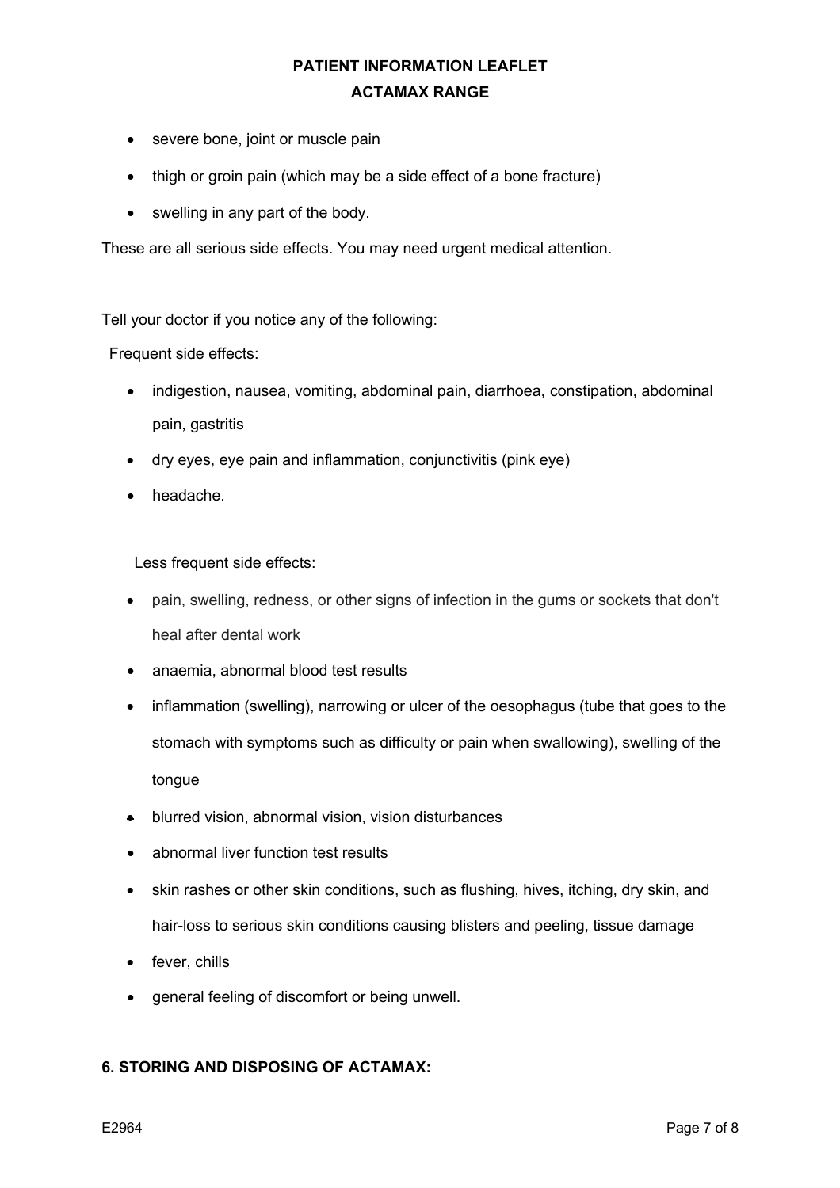- severe bone, joint or muscle pain
- thigh or groin pain (which may be a side effect of a bone fracture)
- swelling in any part of the body.

These are all serious side effects. You may need urgent medical attention.

Tell your doctor if you notice any of the following:

Frequent side effects:

- indigestion, nausea, vomiting, abdominal pain, diarrhoea, constipation, abdominal pain, gastritis
- dry eyes, eye pain and inflammation, conjunctivitis (pink eye)
- headache.

Less frequent side effects:

- pain, swelling, redness, or other signs of infection in the gums or sockets that don't heal after dental work
- anaemia, abnormal blood test results
- inflammation (swelling), narrowing or ulcer of the oesophagus (tube that goes to the stomach with symptoms such as difficulty or pain when swallowing), swelling of the tongue
- blurred vision, abnormal vision, vision disturbances
- abnormal liver function test results
- skin rashes or other skin conditions, such as flushing, hives, itching, dry skin, and hair-loss to serious skin conditions causing blisters and peeling, tissue damage
- fever, chills
- general feeling of discomfort or being unwell.

## 6. STORING AND DISPOSING OF ACTAMAX: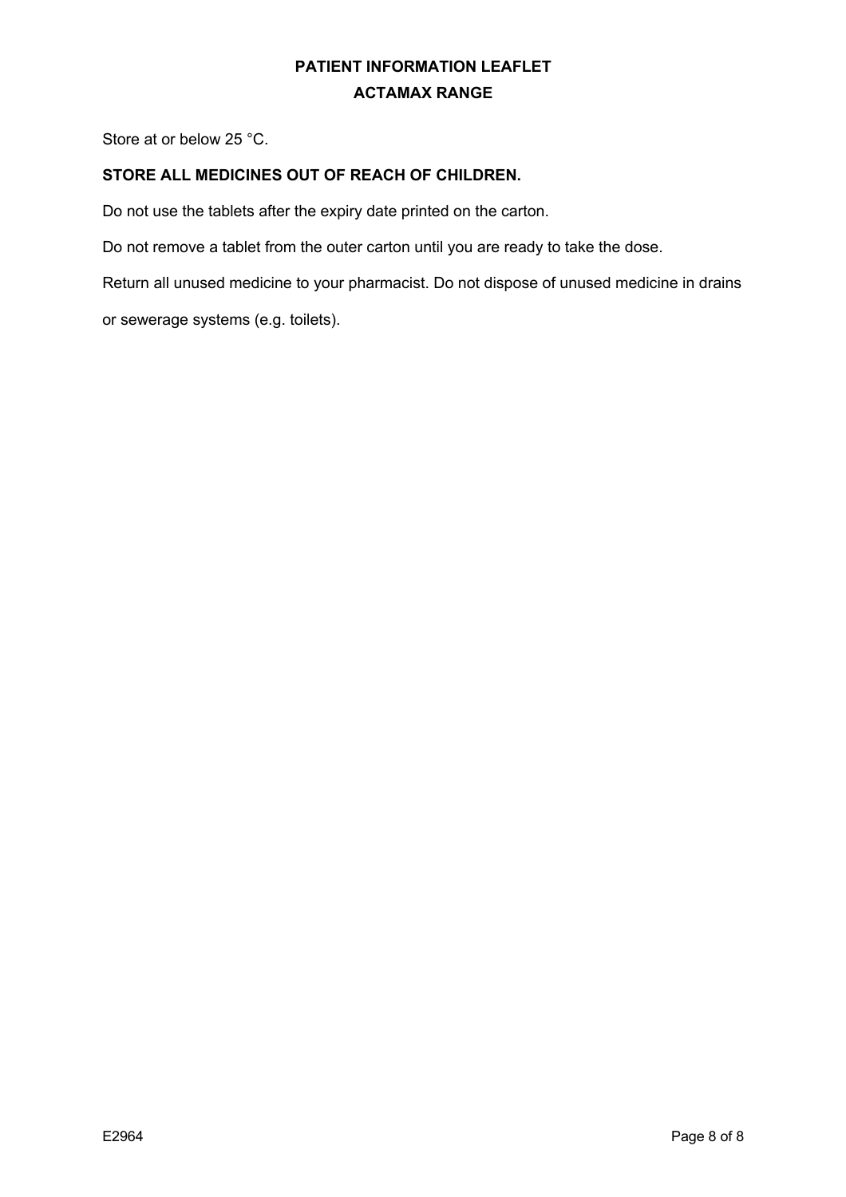Store at or below 25 °C.

**STORE ALL MEDICINES OUT OF REACH OF CHILDREN.**

Do not use the tablets after the expiry date printed on the carton.

Do not remove a tablet from the outer carton until you are ready to take the dose.

Return all unused medicine to your pharmacist. Do not dispose of unused medicine in drains or sewerage systems (e.g. toilets).